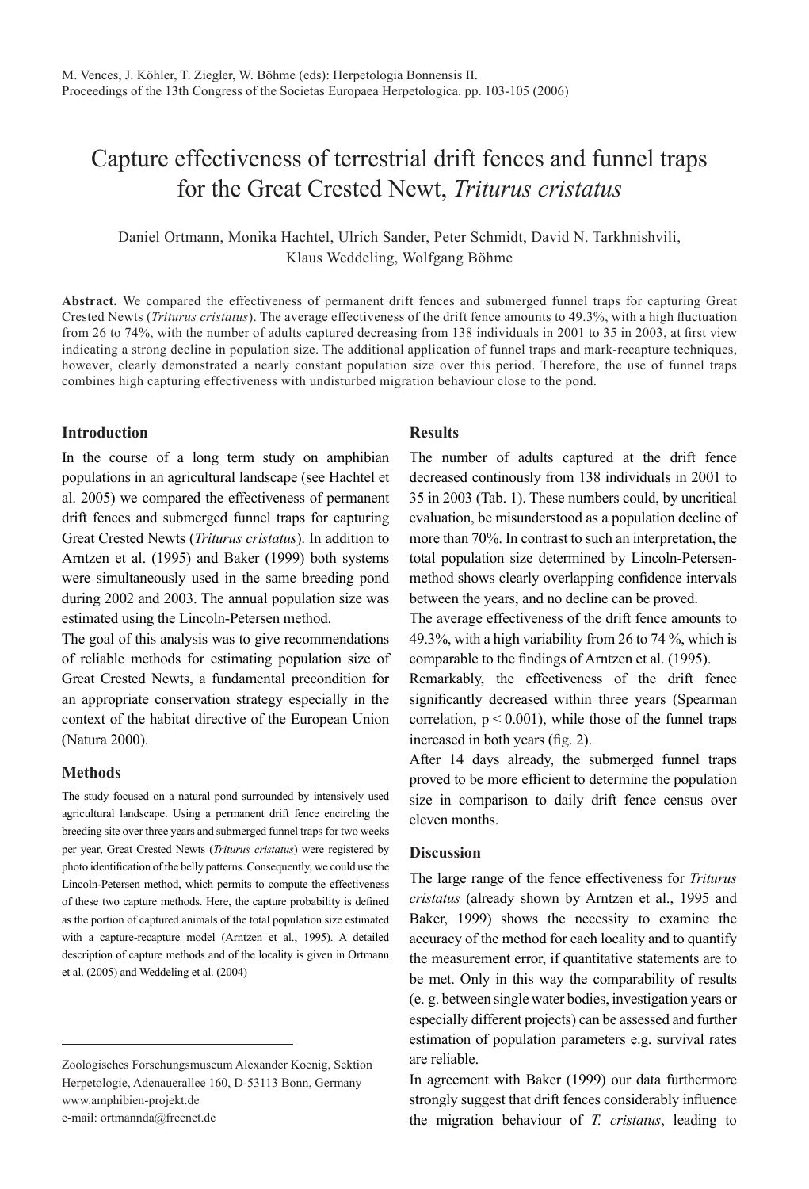# Capture effectiveness of terrestrial drift fences and funnel traps for the Great Crested Newt, *Triturus cristatus*

Daniel Ortmann, Monika Hachtel, Ulrich Sander, Peter Schmidt, David N. Tarkhnishvili, Klaus Weddeling, Wolfgang Böhme

**Abstract.** We compared the effectiveness of permanent drift fences and submerged funnel traps for capturing Great Crested Newts (*Triturus cristatus*). The average effectiveness of the drift fence amounts to 49.3%, with a high fluctuation from 26 to 74%, with the number of adults captured decreasing from 138 individuals in 2001 to 35 in 2003, at first view indicating a strong decline in population size. The additional application of funnel traps and mark-recapture techniques, however, clearly demonstrated a nearly constant population size over this period. Therefore, the use of funnel traps combines high capturing effectiveness with undisturbed migration behaviour close to the pond.

## Introduction

In the course of a long term study on amphibian populations in an agricultural landscape (see Hachtel et al. 2005) we compared the effectiveness of permanent drift fences and submerged funnel traps for capturing Great Crested Newts (*Triturus cristatus*). In addition to Arntzen et al. (1995) and Baker (1999) both systems were simultaneously used in the same breeding pond during 2002 and 2003. The annual population size was estimated using the Lincoln-Petersen method.

The goal of this analysis was to give recommendations of reliable methods for estimating population size of Great Crested Newts, a fundamental precondition for an appropriate conservation strategy especially in the context of the habitat directive of the European Union (Natura 2000).

## Methods

The study focused on a natural pond surrounded by intensively used agricultural landscape. Using a permanent drift fence encircling the breeding site over three years and submerged funnel traps for two weeks per year, Great Crested Newts (*Triturus cristatus*) were registered by photo identification of the belly patterns. Consequently, we could use the Lincoln-Petersen method, which permits to compute the effectiveness of these two capture methods. Here, the capture probability is defined as the portion of captured animals of the total population size estimated with a capture-recapture model (Arntzen et al., 1995). A detailed description of capture methods and of the locality is given in Ortmann et al. (2005) and Weddeling et al. (2004)

## Results

The number of adults captured at the drift fence decreased continously from 138 individuals in 2001 to 35 in 2003 (Tab. 1). These numbers could, by uncritical evaluation, be misunderstood as a population decline of more than 70%. In contrast to such an interpretation, the total population size determined by Lincoln-Petersen-method shows clearly overlapping confidence intervals between the years, and no decline can be proved.

The average effectiveness of the drift fence amounts to 49.3%, with a high variability from 26 to 74 %, which is comparable to the findings of Arntzen et al. (1995).

Remarkably, the effectiveness of the drift fence significantly decreased within three years (Spearman correlation, $p < 0.001$), while those of the funnel traps increased in both years (fig. 2).

After 14 days already, the submerged funnel traps proved to be more efficient to determine the population size in comparison to daily drift fence census over eleven months.

## Discussion

The large range of the fence effectiveness for *Triturus cristatus* (already shown by Arntzen et al., 1995 and Baker, 1999) shows the necessity to examine the accuracy of the method for each locality and to quantify the measurement error, if quantitative statements are to be met. Only in this way the comparability of results (e. g. between single water bodies, investigation years or especially different projects) can be assessed and further estimation of population parameters e.g. survival rates are reliable.

In agreement with Baker (1999) our data furthermore strongly suggest that drift fences considerably influence the migration behaviour of *T. cristatus*, leading to

---

Zoologisches Forschungsmuseum Alexander Koenig, Sektion Herpetologie, Adenauerallee 160, D-53113 Bonn, Germany
www.amphibien-projekt.de
e-mail: ortmannda@freenet.de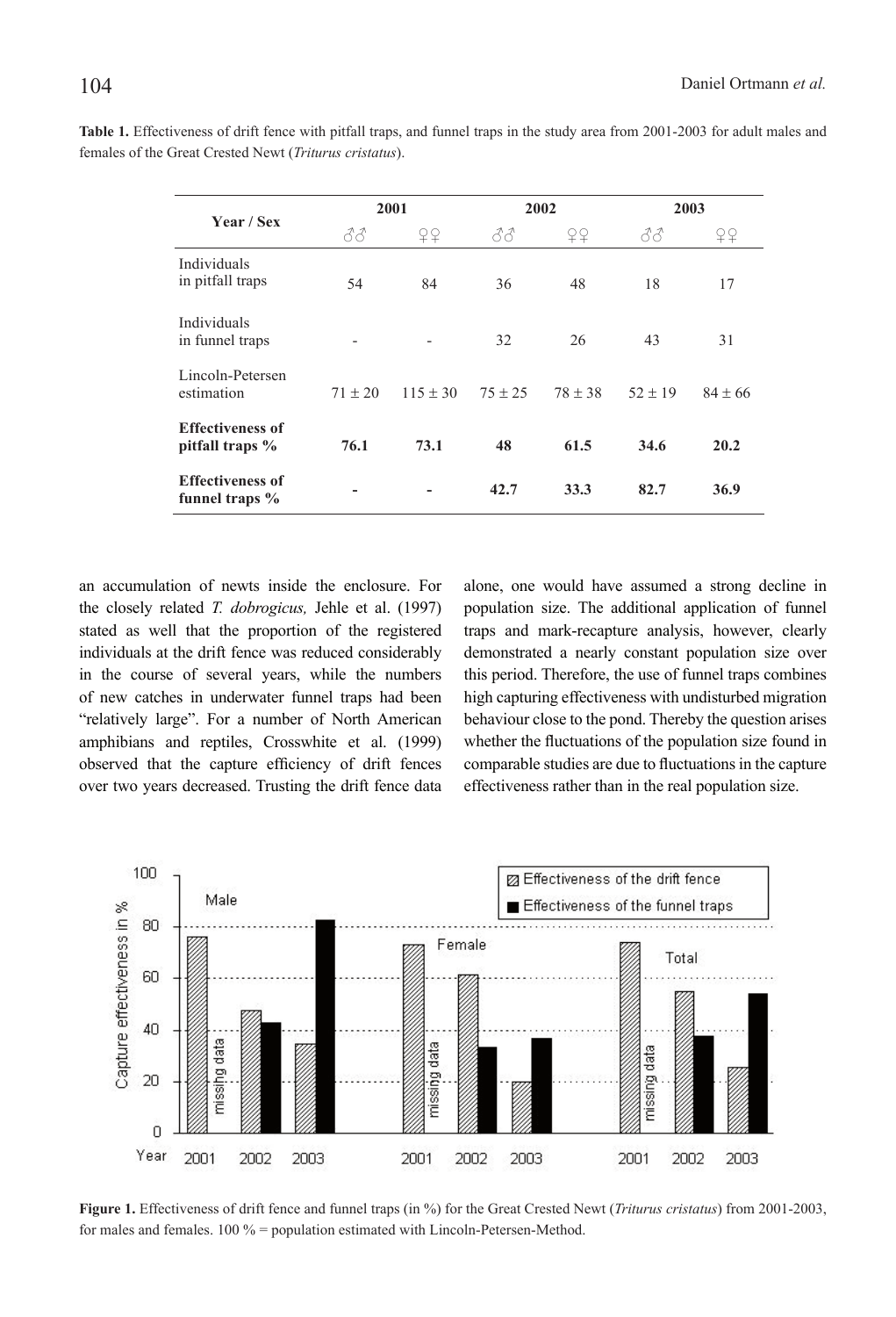**Table 1.** Effectiveness of drift fence with pitfall traps, and funnel traps in the study area from 2001-2003 for adult males and females of the Great Crested Newt (*Triturus cristatus*).

| Year / Sex | 2001 | | 2002 | | 2003 | |
|---|---|---|---|---|---|---|
| | ♂♂ | ♀♀ | ♂♂ | ♀♀ | ♂♂ | ♀♀ |
| Individuals in pitfall traps | 54 | 84 | 36 | 48 | 18 | 17 |
| Individuals in funnel traps | - | - | 32 | 26 | 43 | 31 |
| Lincoln-Petersen estimation | 71 ± 20 | 115 ± 30 | 75 ± 25 | 78 ± 38 | 52 ± 19 | 84 ± 66 |
| **Effectiveness of pitfall traps %** | **76.1** | **73.1** | **48** | **61.5** | **34.6** | **20.2** |
| **Effectiveness of funnel traps %** | **-** | **-** | **42.7** | **33.3** | **82.7** | **36.9** |

an accumulation of newts inside the enclosure. For the closely related *T. dobrogicus,* Jehle et al. (1997) stated as well that the proportion of the registered individuals at the drift fence was reduced considerably in the course of several years, while the numbers of new catches in underwater funnel traps had been "relatively large". For a number of North American amphibians and reptiles, Crosswhite et al. (1999) observed that the capture efficiency of drift fences over two years decreased. Trusting the drift fence data alone, one would have assumed a strong decline in population size. The additional application of funnel traps and mark-recapture analysis, however, clearly demonstrated a nearly constant population size over this period. Therefore, the use of funnel traps combines high capturing effectiveness with undisturbed migration behaviour close to the pond. Thereby the question arises whether the fluctuations of the population size found in comparable studies are due to fluctuations in the capture effectiveness rather than in the real population size.

**Figure 1.** Effectiveness of drift fence and funnel traps (in %) for the Great Crested Newt (*Triturus cristatus*) from 2001-2003, for males and females. 100 % = population estimated with Lincoln-Petersen-Method.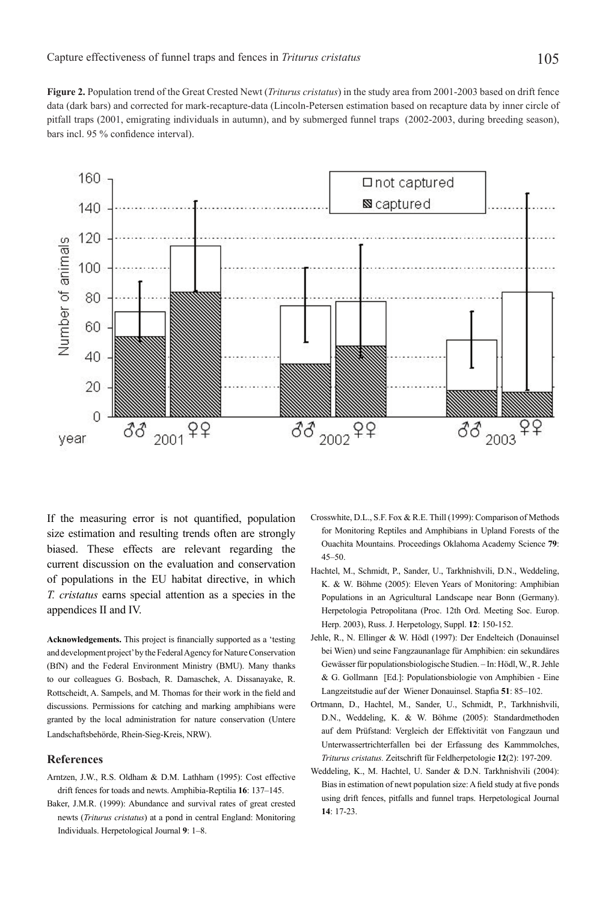**Figure 2.** Population trend of the Great Crested Newt (*Triturus cristatus*) in the study area from 2001-2003 based on drift fence data (dark bars) and corrected for mark-recapture-data (Lincoln-Petersen estimation based on recapture data by inner circle of pitfall traps (2001, emigrating individuals in autumn), and by submerged funnel traps (2002-2003, during breeding season), bars incl. 95 % confidence interval).

not captured
captured
Number of animals
0
20
40
60
80
100
120
140
160
year
♂♂ 2001 ♀♀
♂♂ 2002 ♀♀
♂♂ 2003 ♀♀

If the measuring error is not quantified, population size estimation and resulting trends often are strongly biased. These effects are relevant regarding the current discussion on the evaluation and conservation of populations in the EU habitat directive, in which *T. cristatus* earns special attention as a species in the appendices II and IV.

**Acknowledgements.** This project is financially supported as a 'testing and development project' by the Federal Agency for Nature Conservation (BfN) and the Federal Environment Ministry (BMU). Many thanks to our colleagues G. Bosbach, R. Damaschek, A. Dissanayake, R. Rottscheidt, A. Sampels, and M. Thomas for their work in the field and discussions. Permissions for catching and marking amphibians were granted by the local administration for nature conservation (Untere Landschaftsbehörde, Rhein-Sieg-Kreis, NRW).

## References

Arntzen, J.W., R.S. Oldham & D.M. Lathham (1995): Cost effective drift fences for toads and newts. Amphibia-Reptilia **16**: 137–145.

Baker, J.M.R. (1999): Abundance and survival rates of great crested newts (*Triturus cristatus*) at a pond in central England: Monitoring Individuals. Herpetological Journal **9**: 1–8.

Crosswhite, D.L., S.F. Fox & R.E. Thill (1999): Comparison of Methods for Monitoring Reptiles and Amphibians in Upland Forests of the Ouachita Mountains. Proceedings Oklahoma Academy Science **79**: 45–50.

Hachtel, M., Schmidt, P., Sander, U., Tarkhnishvili, D.N., Weddeling, K. & W. Böhme (2005): Eleven Years of Monitoring: Amphibian Populations in an Agricultural Landscape near Bonn (Germany). Herpetologia Petropolitana (Proc. 12th Ord. Meeting Soc. Europ. Herp. 2003), Russ. J. Herpetology, Suppl. **12**: 150-152.

Jehle, R., N. Ellinger & W. Hödl (1997): Der Endelteich (Donauinsel bei Wien) und seine Fangzaunanlage für Amphibien: ein sekundäres Gewässer für populationsbiologische Studien. – In: Hödl, W., R. Jehle & G. Gollmann [Ed.]: Populationsbiologie von Amphibien - Eine Langzeitstudie auf der Wiener Donauinsel. Stapfia **51**: 85–102.

Ortmann, D., Hachtel, M., Sander, U., Schmidt, P., Tarkhnishvili, D.N., Weddeling, K. & W. Böhme (2005): Standardmethoden auf dem Prüfstand: Vergleich der Effektivität von Fangzaun und Unterwassertrichterfallen bei der Erfassung des Kammmolches, *Triturus cristatus*. Zeitschrift für Feldherpetologie **12**(2): 197-209.

Weddeling, K., M. Hachtel, U. Sander & D.N. Tarkhnishvili (2004): Bias in estimation of newt population size: A field study at five ponds using drift fences, pitfalls and funnel traps. Herpetological Journal **14**: 17-23.